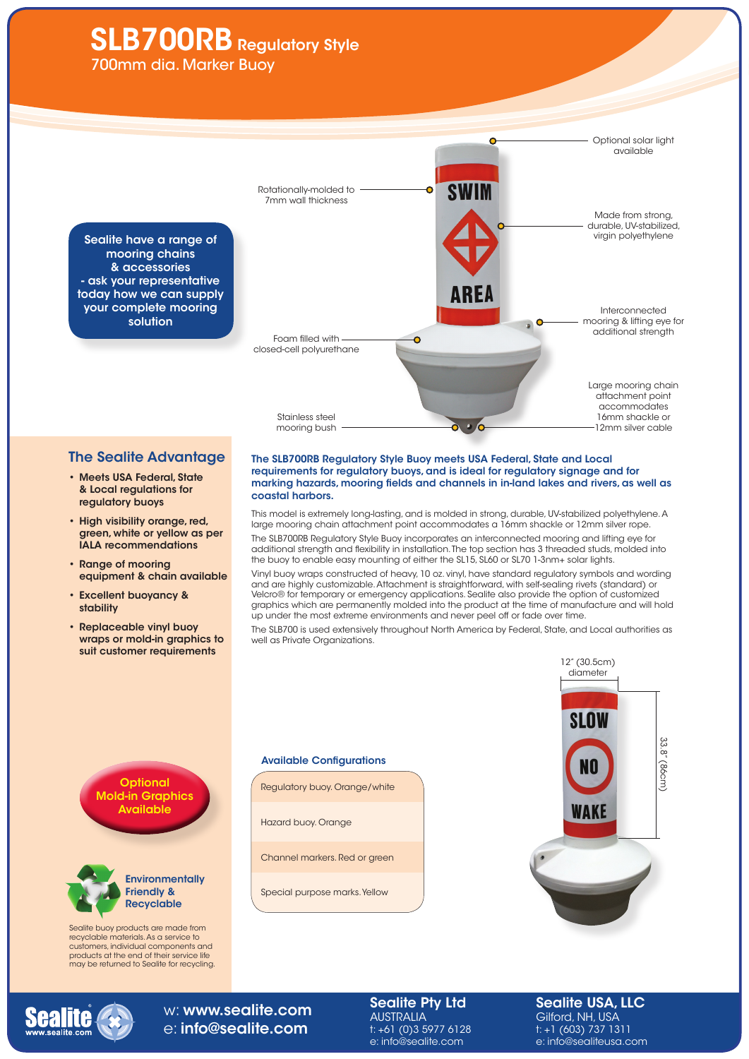# SLB700RB Regulatory Style

700mm dia. Marker Buoy

Optional solar light available

Rotationally-molded to 7mm wall thickness

Made from strong, durable, UV-stabilized, virgin polyethylene

Interconnected mooring & lifting eye for additional strength

Foam filled with closed-cell polyurethane

Large mooring chain attachment point accommodates 16mm shackle or 12mm silver cable

Stainless steel mooring bush

**Sealite have a range of mooring chains & accessories - ask your representative today how we can supply your complete mooring solution**

## The Sealite Advantage

- **Meets USA Federal, State & Local regulations for regulatory buoys**
- **High visibility orange, red, green, white or yellow as per IALA recommendations**
- **Range of mooring equipment & chain available**
- **Excellent buoyancy & stability**
- **Replaceable vinyl buoy wraps or mold-in graphics to suit customer requirements**

**The SLB700RB Regulatory Style Buoy meets USA Federal, State and Local requirements for regulatory buoys, and is ideal for regulatory signage and for marking hazards, mooring fields and channels in in-land lakes and rivers, as well as coastal harbors.**

This model is extremely long-lasting, and is molded in strong, durable, UV-stabilized polyethylene. A large mooring chain attachment point accommodates a 16mm shackle or 12mm silver rope.

The SLB700RB Regulatory Style Buoy incorporates an interconnected mooring and lifting eye for additional strength and flexibility in installation. The top section has 3 threaded studs, molded into the buoy to enable easy mounting of either the SL15, SL60 or SL70 1-3nm+ solar lights.

Vinyl buoy wraps constructed of heavy, 10 oz. vinyl, have standard regulatory symbols and wording and are highly customizable. Attachment is straightforward, with self-sealing rivets (standard) or Velcro® for temporary or emergency applications. Sealite also provide the option of customized graphics which are permanently molded into the product at the time of manufacture and will hold up under the most extreme environments and never peel off or fade over time.

The SLB700 is used extensively throughout North America by Federal, State, and Local authorities as well as Private Organizations.

12" (30.5cm) diameter

33.8" (86cm)

### Available Configurations

| |
|---|
| Regulatory buoy. Orange/white |
| Hazard buoy. Orange |
| Channel markers. Red or green |
| Special purpose marks. Yellow |

**Optional Mold-in Graphics Available**

**Environmentally Friendly & Recyclable**

Sealite buoy products are made from recyclable materials. As a service to customers, individual components and products at the end of their service life may be returned to Sealite for recycling.

w: **www.sealite.com**
e: **info@sealite.com**

**Sealite Pty Ltd**
AUSTRALIA
t: +61 (0)3 5977 6128
e: info@sealite.com

**Sealite USA, LLC**
Gilford, NH, USA
t: +1 (603) 737 1311
e: info@sealiteusa.com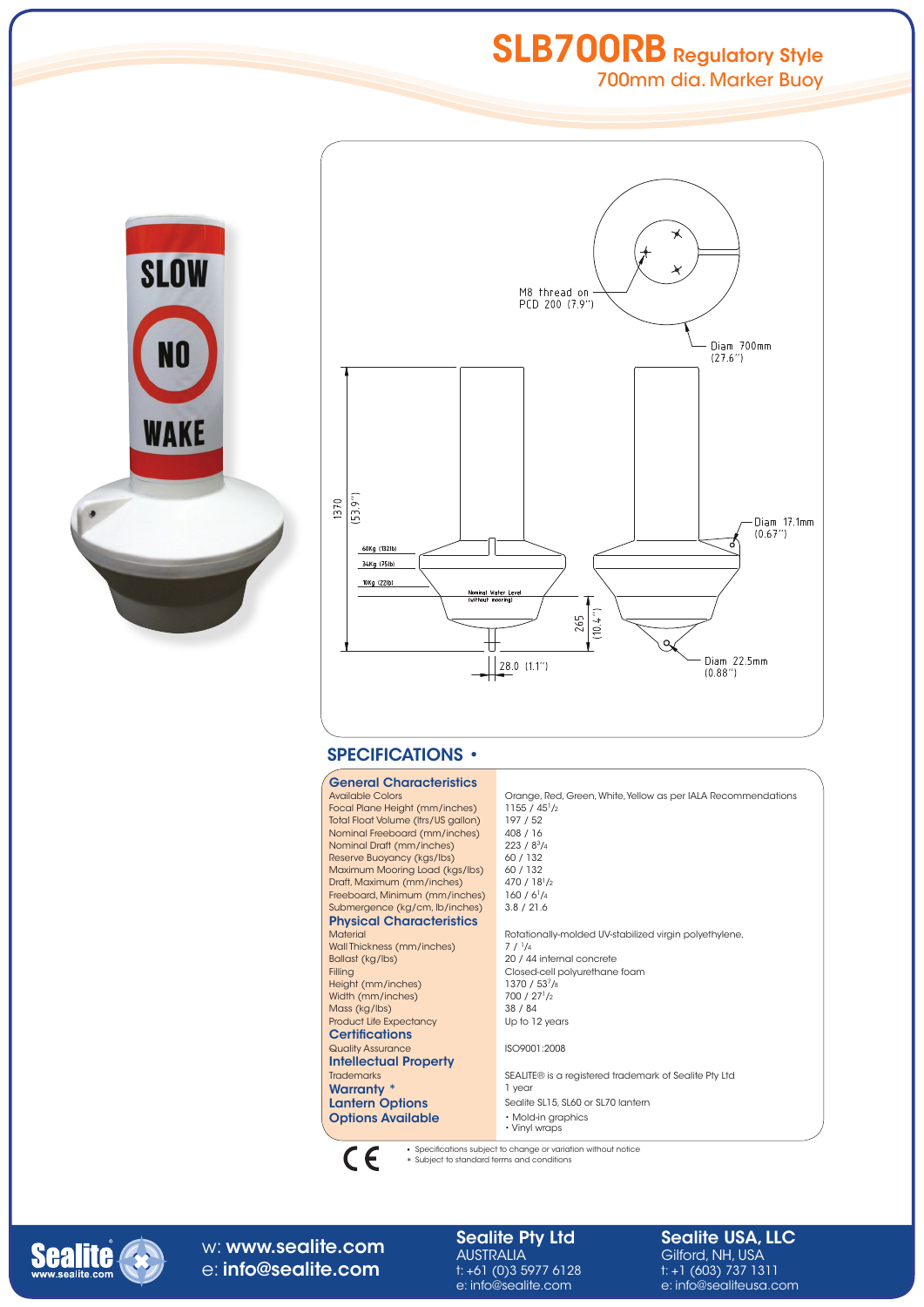# SLB700RB Regulatory Style

## 700mm dia. Marker Buoy

M8 thread on PCD 200 (7.9")

Diam 700mm (27.6")

1370 [53.9"]

60Kg (132lb)

34Kg (75lb)

10Kg (22lb)

Nominal Water Level (without mooring)

265 [10.4"]

28.0 (1.1")

Diam 17.1mm (0.67")

Diam 22.5mm (0.88")

## SPECIFICATIONS •

| | |
|---|---|
| **General Characteristics** | |
| Available Colors | Orange, Red, Green, White, Yellow as per IALA Recommendations |
| Focal Plane Height (mm/inches) | 1155 / 45 1/2 |
| Total Float Volume (ltrs/US gallon) | 197 / 52 |
| Nominal Freeboard (mm/inches) | 408 / 16 |
| Nominal Draft (mm/inches) | 223 / 8 3/4 |
| Reserve Buoyancy (kgs/lbs) | 60 / 132 |
| Maximum Mooring Load (kgs/lbs) | 60 / 132 |
| Draft, Maximum (mm/inches) | 470 / 18 1/2 |
| Freeboard, Minimum (mm/inches) | 160 / 6 1/4 |
| Submergence (kg/cm, lb/inches) | 3.8 / 21.6 |
| **Physical Characteristics** | |
| Material | Rotationally-molded UV-stabilized virgin polyethylene. |
| Wall Thickness (mm/inches) | 7 / 1/4 |
| Ballast (kg/lbs) | 20 / 44 internal concrete |
| Filling | Closed-cell polyurethane foam |
| Height (mm/inches) | 1370 / 53 7/8 |
| Width (mm/inches) | 700 / 27 1/2 |
| Mass (kg/lbs) | 38 / 84 |
| Product Life Expectancy | Up to 12 years |
| **Certifications** | |
| Quality Assurance | ISO9001:2008 |
| **Intellectual Property** | |
| Trademarks | SEALITE® is a registered trademark of Sealite Pty Ltd |
| **Warranty** * | 1 year |
| **Lantern Options** | Sealite SL15, SL60 or SL70 lantern |
| **Options Available** | • Mold-in graphics<br>• Vinyl wraps |

CE

- Specifications subject to change or variation without notice
- \* Subject to standard terms and conditions

w: www.sealite.com
e: info@sealite.com

**Sealite Pty Ltd**
AUSTRALIA
t: +61 (0)3 5977 6128
e: info@sealite.com

**Sealite USA, LLC**
Gilford, NH, USA
t: +1 (603) 737 1311
e: info@sealiteusa.com